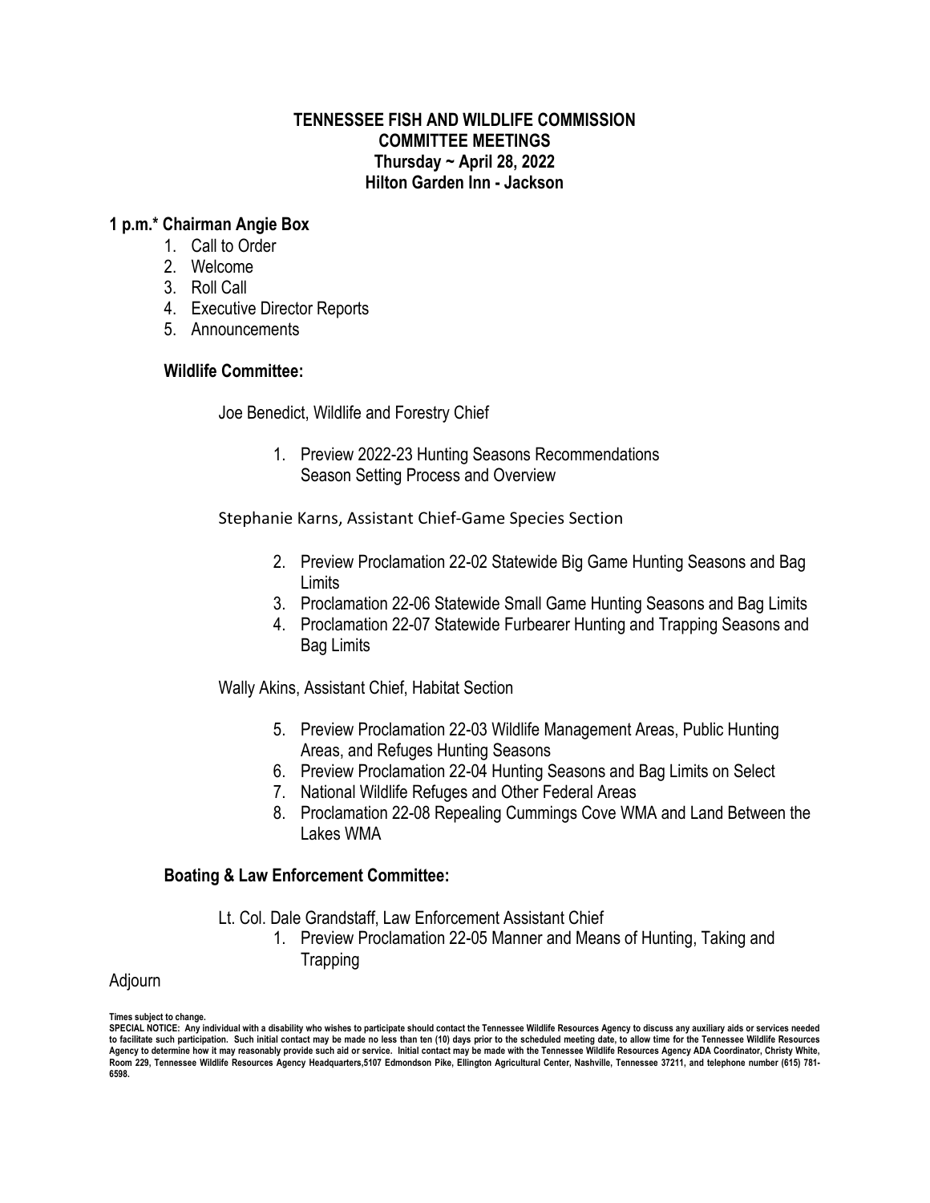# TENNESSEE FISH AND WILDLIFE COMMISSION
## COMMITTEE MEETINGS
### Thursday ~ April 28, 2022
### Hilton Garden Inn - Jackson

**1 p.m.* Chairman Angie Box**

1. Call to Order
2. Welcome
3. Roll Call
4. Executive Director Reports
5. Announcements

**Wildlife Committee:**

Joe Benedict, Wildlife and Forestry Chief

1. Preview 2022-23 Hunting Seasons Recommendations
   Season Setting Process and Overview

Stephanie Karns, Assistant Chief-Game Species Section

2. Preview Proclamation 22-02 Statewide Big Game Hunting Seasons and Bag Limits
3. Proclamation 22-06 Statewide Small Game Hunting Seasons and Bag Limits
4. Proclamation 22-07 Statewide Furbearer Hunting and Trapping Seasons and Bag Limits

Wally Akins, Assistant Chief, Habitat Section

5. Preview Proclamation 22-03 Wildlife Management Areas, Public Hunting Areas, and Refuges Hunting Seasons
6. Preview Proclamation 22-04 Hunting Seasons and Bag Limits on Select
7. National Wildlife Refuges and Other Federal Areas
8. Proclamation 22-08 Repealing Cummings Cove WMA and Land Between the Lakes WMA

**Boating & Law Enforcement Committee:**

Lt. Col. Dale Grandstaff, Law Enforcement Assistant Chief

1. Preview Proclamation 22-05 Manner and Means of Hunting, Taking and Trapping

Adjourn

**Times subject to change.**

**SPECIAL NOTICE: Any individual with a disability who wishes to participate should contact the Tennessee Wildlife Resources Agency to discuss any auxiliary aids or services needed to facilitate such participation. Such initial contact may be made no less than ten (10) days prior to the scheduled meeting date, to allow time for the Tennessee Wildlife Resources Agency to determine how it may reasonably provide such aid or service. Initial contact may be made with the Tennessee Wildlife Resources Agency ADA Coordinator, Christy White, Room 229, Tennessee Wildlife Resources Agency Headquarters,5107 Edmondson Pike, Ellington Agricultural Center, Nashville, Tennessee 37211, and telephone number (615) 781-6598.**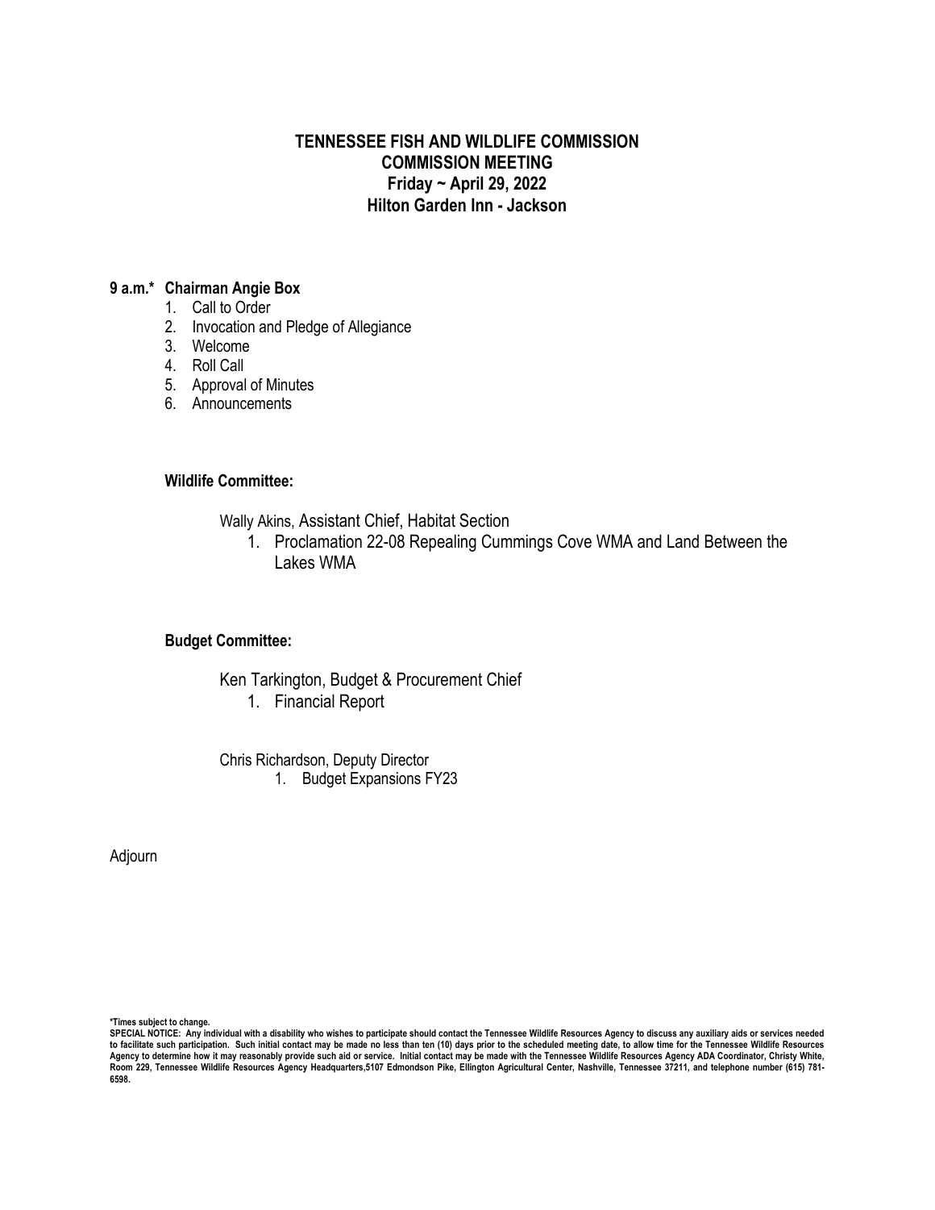**TENNESSEE FISH AND WILDLIFE COMMISSION**
**COMMISSION MEETING**
**Friday ~ April 29, 2022**
**Hilton Garden Inn - Jackson**

**9 a.m.\* Chairman Angie Box**

1. Call to Order
2. Invocation and Pledge of Allegiance
3. Welcome
4. Roll Call
5. Approval of Minutes
6. Announcements

**Wildlife Committee:**

Wally Akins, Assistant Chief, Habitat Section

1. Proclamation 22-08 Repealing Cummings Cove WMA and Land Between the Lakes WMA

**Budget Committee:**

Ken Tarkington, Budget & Procurement Chief

1. Financial Report

Chris Richardson, Deputy Director

1. Budget Expansions FY23

Adjourn

**\*Times subject to change.**
**SPECIAL NOTICE: Any individual with a disability who wishes to participate should contact the Tennessee Wildlife Resources Agency to discuss any auxiliary aids or services needed to facilitate such participation. Such initial contact may be made no less than ten (10) days prior to the scheduled meeting date, to allow time for the Tennessee Wildlife Resources Agency to determine how it may reasonably provide such aid or service. Initial contact may be made with the Tennessee Wildlife Resources Agency ADA Coordinator, Christy White, Room 229, Tennessee Wildlife Resources Agency Headquarters,5107 Edmondson Pike, Ellington Agricultural Center, Nashville, Tennessee 37211, and telephone number (615) 781-6598.**